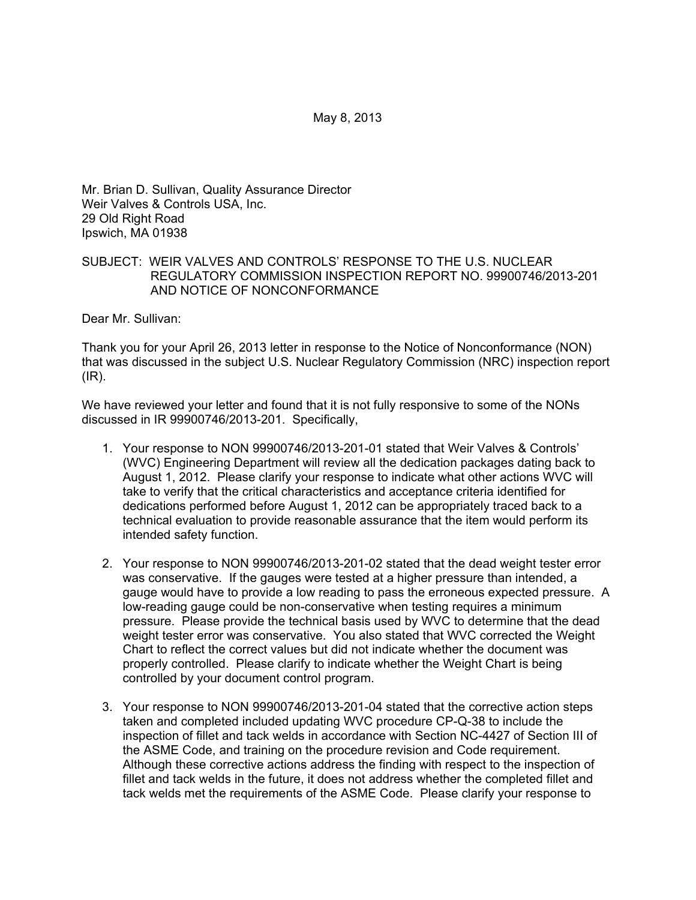May 8, 2013

Mr. Brian D. Sullivan, Quality Assurance Director
Weir Valves & Controls USA, Inc.
29 Old Right Road
Ipswich, MA 01938

SUBJECT: WEIR VALVES AND CONTROLS' RESPONSE TO THE U.S. NUCLEAR REGULATORY COMMISSION INSPECTION REPORT NO. 99900746/2013-201 AND NOTICE OF NONCONFORMANCE

Dear Mr. Sullivan:

Thank you for your April 26, 2013 letter in response to the Notice of Nonconformance (NON) that was discussed in the subject U.S. Nuclear Regulatory Commission (NRC) inspection report (IR).

We have reviewed your letter and found that it is not fully responsive to some of the NONs discussed in IR 99900746/2013-201. Specifically,

1. Your response to NON 99900746/2013-201-01 stated that Weir Valves & Controls' (WVC) Engineering Department will review all the dedication packages dating back to August 1, 2012. Please clarify your response to indicate what other actions WVC will take to verify that the critical characteristics and acceptance criteria identified for dedications performed before August 1, 2012 can be appropriately traced back to a technical evaluation to provide reasonable assurance that the item would perform its intended safety function.

2. Your response to NON 99900746/2013-201-02 stated that the dead weight tester error was conservative. If the gauges were tested at a higher pressure than intended, a gauge would have to provide a low reading to pass the erroneous expected pressure. A low-reading gauge could be non-conservative when testing requires a minimum pressure. Please provide the technical basis used by WVC to determine that the dead weight tester error was conservative. You also stated that WVC corrected the Weight Chart to reflect the correct values but did not indicate whether the document was properly controlled. Please clarify to indicate whether the Weight Chart is being controlled by your document control program.

3. Your response to NON 99900746/2013-201-04 stated that the corrective action steps taken and completed included updating WVC procedure CP-Q-38 to include the inspection of fillet and tack welds in accordance with Section NC-4427 of Section III of the ASME Code, and training on the procedure revision and Code requirement. Although these corrective actions address the finding with respect to the inspection of fillet and tack welds in the future, it does not address whether the completed fillet and tack welds met the requirements of the ASME Code. Please clarify your response to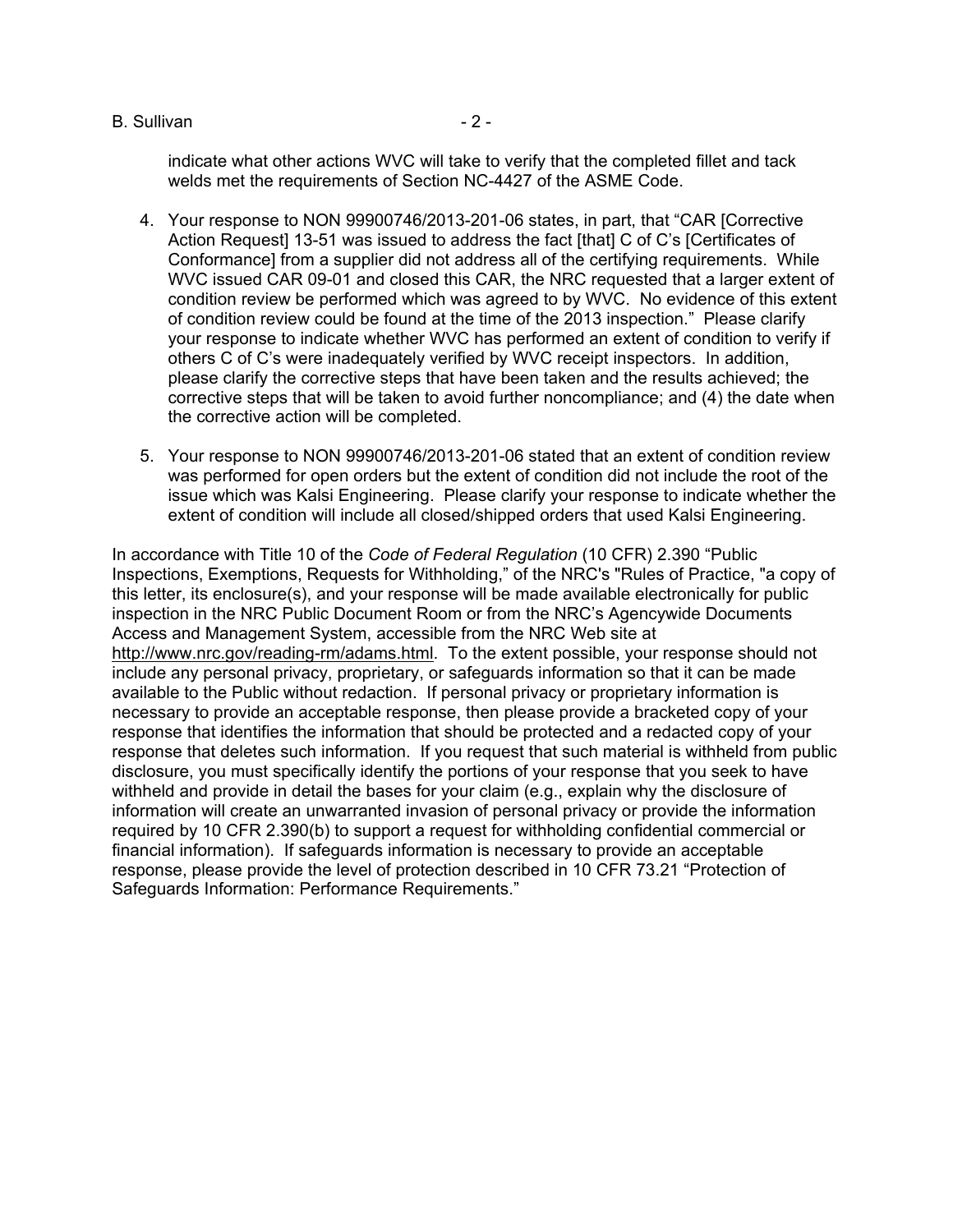indicate what other actions WVC will take to verify that the completed fillet and tack welds met the requirements of Section NC-4427 of the ASME Code.

4. Your response to NON 99900746/2013-201-06 states, in part, that "CAR [Corrective Action Request] 13-51 was issued to address the fact [that] C of C's [Certificates of Conformance] from a supplier did not address all of the certifying requirements. While WVC issued CAR 09-01 and closed this CAR, the NRC requested that a larger extent of condition review be performed which was agreed to by WVC. No evidence of this extent of condition review could be found at the time of the 2013 inspection." Please clarify your response to indicate whether WVC has performed an extent of condition to verify if others C of C's were inadequately verified by WVC receipt inspectors. In addition, please clarify the corrective steps that have been taken and the results achieved; the corrective steps that will be taken to avoid further noncompliance; and (4) the date when the corrective action will be completed.

5. Your response to NON 99900746/2013-201-06 stated that an extent of condition review was performed for open orders but the extent of condition did not include the root of the issue which was Kalsi Engineering. Please clarify your response to indicate whether the extent of condition will include all closed/shipped orders that used Kalsi Engineering.

In accordance with Title 10 of the *Code of Federal Regulation* (10 CFR) 2.390 "Public Inspections, Exemptions, Requests for Withholding," of the NRC's "Rules of Practice, "a copy of this letter, its enclosure(s), and your response will be made available electronically for public inspection in the NRC Public Document Room or from the NRC's Agencywide Documents Access and Management System, accessible from the NRC Web site at http://www.nrc.gov/reading-rm/adams.html. To the extent possible, your response should not include any personal privacy, proprietary, or safeguards information so that it can be made available to the Public without redaction. If personal privacy or proprietary information is necessary to provide an acceptable response, then please provide a bracketed copy of your response that identifies the information that should be protected and a redacted copy of your response that deletes such information. If you request that such material is withheld from public disclosure, you must specifically identify the portions of your response that you seek to have withheld and provide in detail the bases for your claim (e.g., explain why the disclosure of information will create an unwarranted invasion of personal privacy or provide the information required by 10 CFR 2.390(b) to support a request for withholding confidential commercial or financial information). If safeguards information is necessary to provide an acceptable response, please provide the level of protection described in 10 CFR 73.21 "Protection of Safeguards Information: Performance Requirements."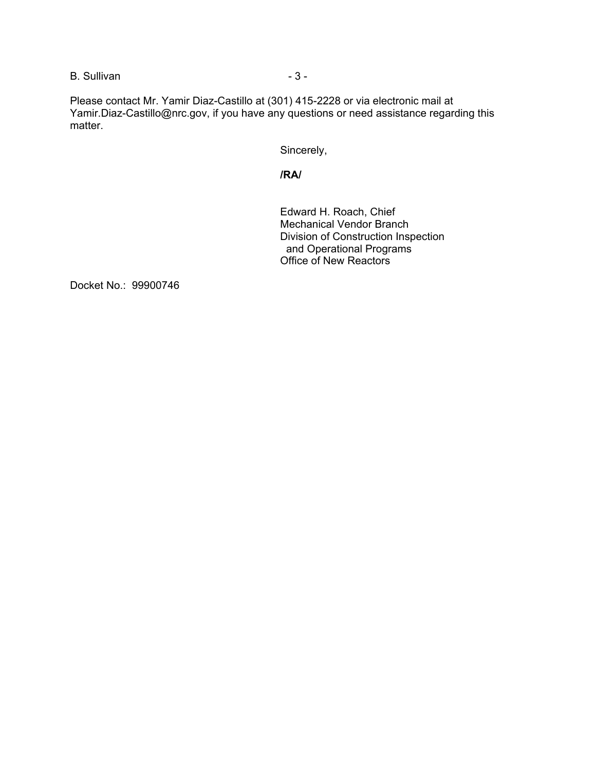Please contact Mr. Yamir Diaz-Castillo at (301) 415-2228 or via electronic mail at Yamir.Diaz-Castillo@nrc.gov, if you have any questions or need assistance regarding this matter.

Sincerely,

**/RA/**

Edward H. Roach, Chief
Mechanical Vendor Branch
Division of Construction Inspection
and Operational Programs
Office of New Reactors

Docket No.: 99900746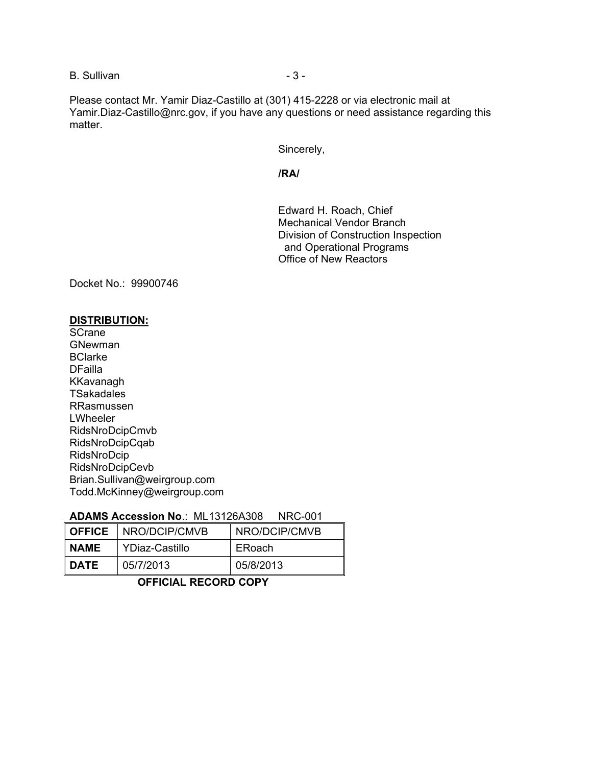Please contact Mr. Yamir Diaz-Castillo at (301) 415-2228 or via electronic mail at Yamir.Diaz-Castillo@nrc.gov, if you have any questions or need assistance regarding this matter.

Sincerely,

**/RA/**

Edward H. Roach, Chief
Mechanical Vendor Branch
Division of Construction Inspection
and Operational Programs
Office of New Reactors

Docket No.: 99900746

**DISTRIBUTION:**
SCrane
GNewman
BClarke
DFailla
KKavanagh
TSakadales
RRasmussen
LWheeler
RidsNroDcipCmvb
RidsNroDcipCqab
RidsNroDcip
RidsNroDcipCevb
Brian.Sullivan@weirgroup.com
Todd.McKinney@weirgroup.com

**ADAMS Accession No**.: ML13126A308 NRC-001

| | | |
|---|---|---|
| **OFFICE** | NRO/DCIP/CMVB | NRO/DCIP/CMVB |
| **NAME** | YDiaz-Castillo | ERoach |
| **DATE** | 05/7/2013 | 05/8/2013 |

**OFFICIAL RECORD COPY**